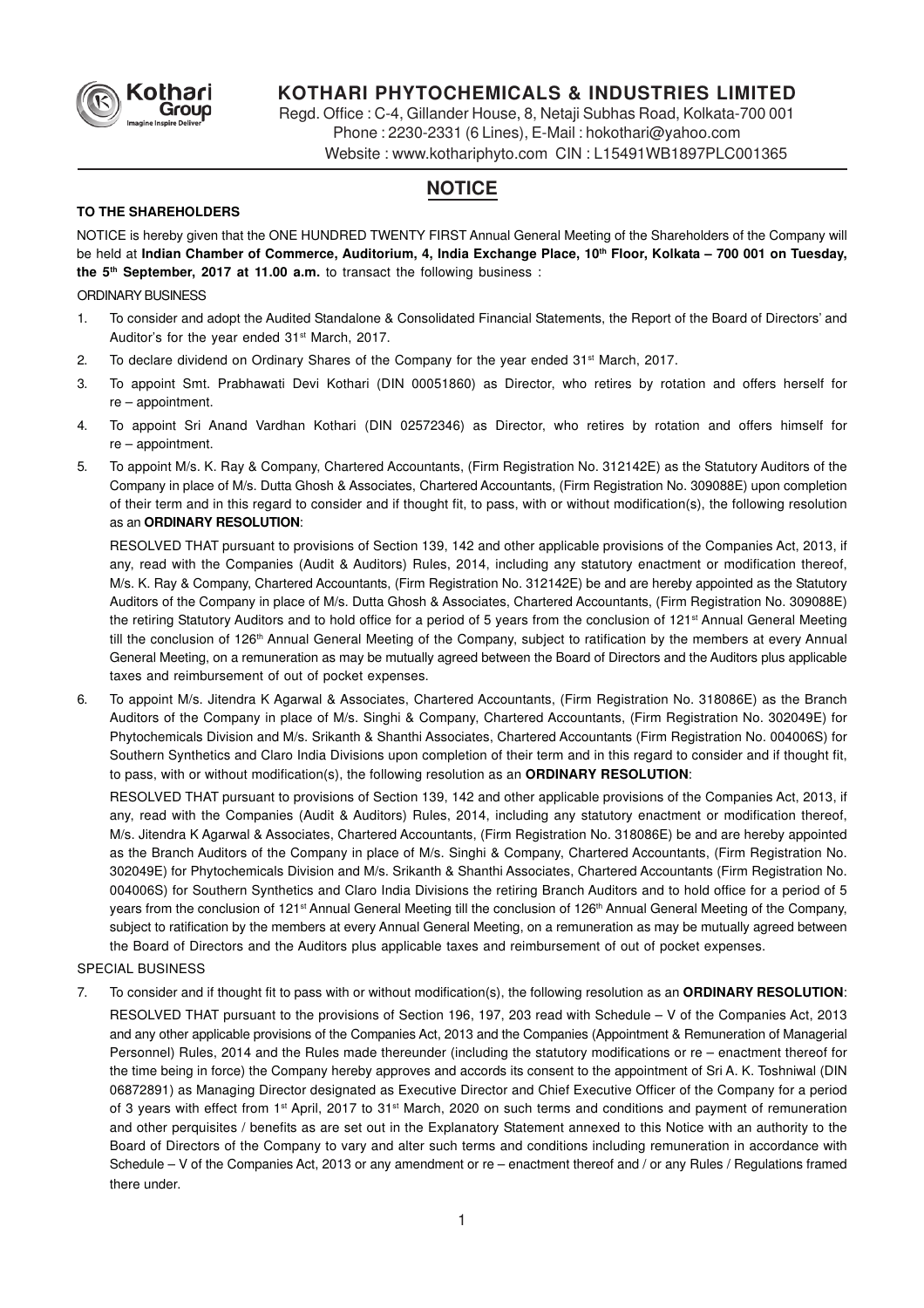# KOTHARI PHYTOCHEMICALS & INDUSTRIES LIMITED

Regd. Office : C-4, Gillander House, 8, Netaji Subhas Road, Kolkata-700 001
Phone : 2230-2331 (6 Lines), E-Mail : hokothari@yahoo.com
Website : www.kothariphyto.com CIN : L15491WB1897PLC001365

## NOTICE

**TO THE SHAREHOLDERS**

NOTICE is hereby given that the ONE HUNDRED TWENTY FIRST Annual General Meeting of the Shareholders of the Company will be held at **Indian Chamber of Commerce, Auditorium, 4, India Exchange Place, 10th Floor, Kolkata – 700 001 on Tuesday, the 5th September, 2017 at 11.00 a.m.** to transact the following business :

ORDINARY BUSINESS

1. To consider and adopt the Audited Standalone & Consolidated Financial Statements, the Report of the Board of Directors' and Auditor's for the year ended 31st March, 2017.
2. To declare dividend on Ordinary Shares of the Company for the year ended 31st March, 2017.
3. To appoint Smt. Prabhawati Devi Kothari (DIN 00051860) as Director, who retires by rotation and offers herself for re – appointment.
4. To appoint Sri Anand Vardhan Kothari (DIN 02572346) as Director, who retires by rotation and offers himself for re – appointment.
5. To appoint M/s. K. Ray & Company, Chartered Accountants, (Firm Registration No. 312142E) as the Statutory Auditors of the Company in place of M/s. Dutta Ghosh & Associates, Chartered Accountants, (Firm Registration No. 309088E) upon completion of their term and in this regard to consider and if thought fit, to pass, with or without modification(s), the following resolution as an **ORDINARY RESOLUTION**:

   RESOLVED THAT pursuant to provisions of Section 139, 142 and other applicable provisions of the Companies Act, 2013, if any, read with the Companies (Audit & Auditors) Rules, 2014, including any statutory enactment or modification thereof, M/s. K. Ray & Company, Chartered Accountants, (Firm Registration No. 312142E) be and are hereby appointed as the Statutory Auditors of the Company in place of M/s. Dutta Ghosh & Associates, Chartered Accountants, (Firm Registration No. 309088E) the retiring Statutory Auditors and to hold office for a period of 5 years from the conclusion of 121st Annual General Meeting till the conclusion of 126th Annual General Meeting of the Company, subject to ratification by the members at every Annual General Meeting, on a remuneration as may be mutually agreed between the Board of Directors and the Auditors plus applicable taxes and reimbursement of out of pocket expenses.

6. To appoint M/s. Jitendra K Agarwal & Associates, Chartered Accountants, (Firm Registration No. 318086E) as the Branch Auditors of the Company in place of M/s. Singhi & Company, Chartered Accountants, (Firm Registration No. 302049E) for Phytochemicals Division and M/s. Srikanth & Shanthi Associates, Chartered Accountants (Firm Registration No. 004006S) for Southern Synthetics and Claro India Divisions upon completion of their term and in this regard to consider and if thought fit, to pass, with or without modification(s), the following resolution as an **ORDINARY RESOLUTION**:

   RESOLVED THAT pursuant to provisions of Section 139, 142 and other applicable provisions of the Companies Act, 2013, if any, read with the Companies (Audit & Auditors) Rules, 2014, including any statutory enactment or modification thereof, M/s. Jitendra K Agarwal & Associates, Chartered Accountants, (Firm Registration No. 318086E) be and are hereby appointed as the Branch Auditors of the Company in place of M/s. Singhi & Company, Chartered Accountants, (Firm Registration No. 302049E) for Phytochemicals Division and M/s. Srikanth & Shanthi Associates, Chartered Accountants (Firm Registration No. 004006S) for Southern Synthetics and Claro India Divisions the retiring Branch Auditors and to hold office for a period of 5 years from the conclusion of 121st Annual General Meeting till the conclusion of 126th Annual General Meeting of the Company, subject to ratification by the members at every Annual General Meeting, on a remuneration as may be mutually agreed between the Board of Directors and the Auditors plus applicable taxes and reimbursement of out of pocket expenses.

SPECIAL BUSINESS

7. To consider and if thought fit to pass with or without modification(s), the following resolution as an **ORDINARY RESOLUTION**:

   RESOLVED THAT pursuant to the provisions of Section 196, 197, 203 read with Schedule – V of the Companies Act, 2013 and any other applicable provisions of the Companies Act, 2013 and the Companies (Appointment & Remuneration of Managerial Personnel) Rules, 2014 and the Rules made thereunder (including the statutory modifications or re – enactment thereof for the time being in force) the Company hereby approves and accords its consent to the appointment of Sri A. K. Toshniwal (DIN 06872891) as Managing Director designated as Executive Director and Chief Executive Officer of the Company for a period of 3 years with effect from 1st April, 2017 to 31st March, 2020 on such terms and conditions and payment of remuneration and other perquisites / benefits as are set out in the Explanatory Statement annexed to this Notice with an authority to the Board of Directors of the Company to vary and alter such terms and conditions including remuneration in accordance with Schedule – V of the Companies Act, 2013 or any amendment or re – enactment thereof and / or any Rules / Regulations framed there under.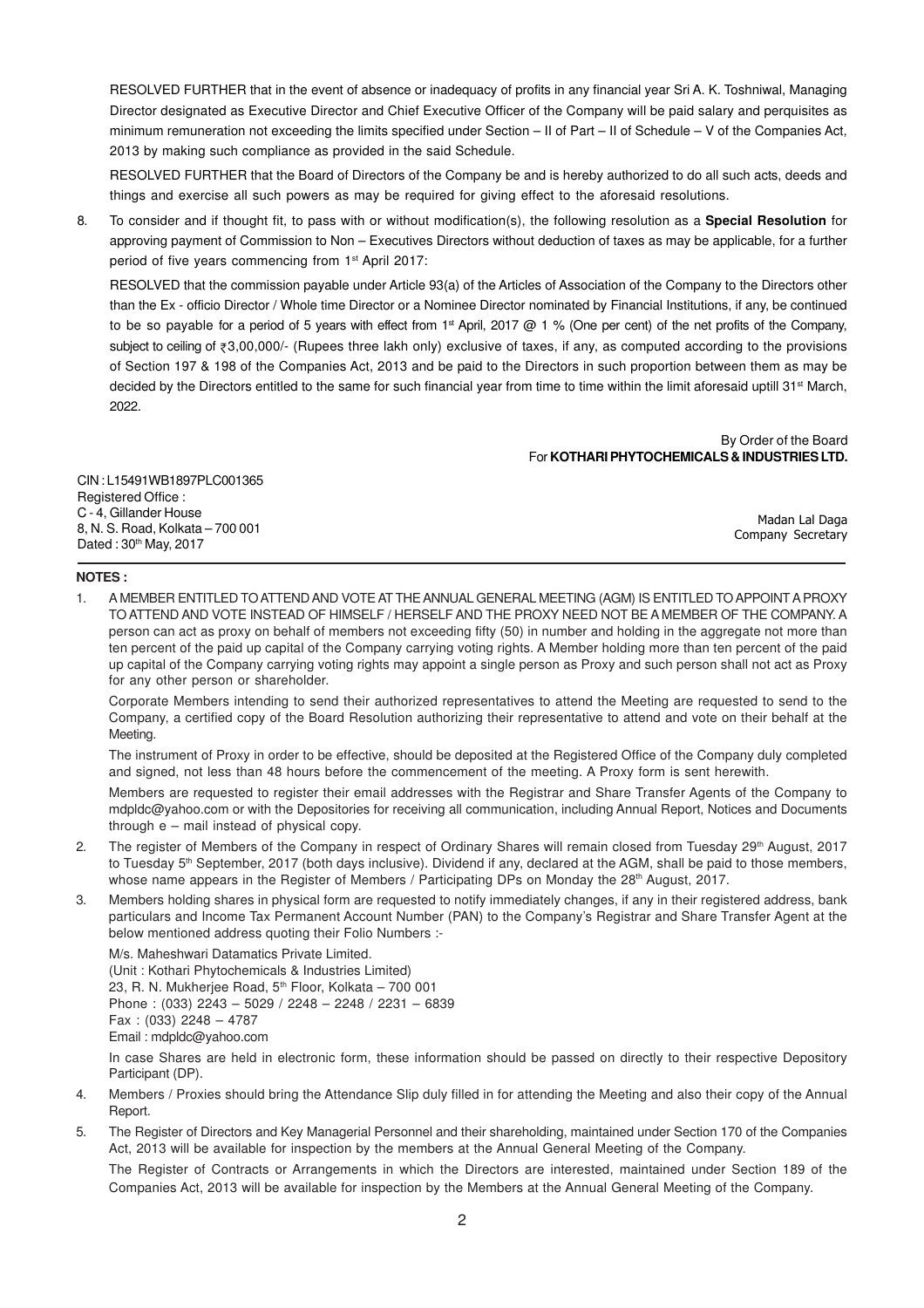RESOLVED FURTHER that in the event of absence or inadequacy of profits in any financial year Sri A. K. Toshniwal, Managing Director designated as Executive Director and Chief Executive Officer of the Company will be paid salary and perquisites as minimum remuneration not exceeding the limits specified under Section – II of Part – II of Schedule – V of the Companies Act, 2013 by making such compliance as provided in the said Schedule.

RESOLVED FURTHER that the Board of Directors of the Company be and is hereby authorized to do all such acts, deeds and things and exercise all such powers as may be required for giving effect to the aforesaid resolutions.

8. To consider and if thought fit, to pass with or without modification(s), the following resolution as a **Special Resolution** for approving payment of Commission to Non – Executives Directors without deduction of taxes as may be applicable, for a further period of five years commencing from 1st April 2017:

   RESOLVED that the commission payable under Article 93(a) of the Articles of Association of the Company to the Directors other than the Ex - officio Director / Whole time Director or a Nominee Director nominated by Financial Institutions, if any, be continued to be so payable for a period of 5 years with effect from 1st April, 2017 @ 1 % (One per cent) of the net profits of the Company, subject to ceiling of ₹3,00,000/- (Rupees three lakh only) exclusive of taxes, if any, as computed according to the provisions of Section 197 & 198 of the Companies Act, 2013 and be paid to the Directors in such proportion between them as may be decided by the Directors entitled to the same for such financial year from time to time within the limit aforesaid uptill 31st March, 2022.

By Order of the Board
For **KOTHARI PHYTOCHEMICALS & INDUSTRIES LTD.**

CIN : L15491WB1897PLC001365
Registered Office :
C - 4, Gillander House
8, N. S. Road, Kolkata – 700 001
Dated : 30th May, 2017

Madan Lal Daga
Company Secretary

**NOTES :**

1. A MEMBER ENTITLED TO ATTEND AND VOTE AT THE ANNUAL GENERAL MEETING (AGM) IS ENTITLED TO APPOINT A PROXY TO ATTEND AND VOTE INSTEAD OF HIMSELF / HERSELF AND THE PROXY NEED NOT BE A MEMBER OF THE COMPANY. A person can act as proxy on behalf of members not exceeding fifty (50) in number and holding in the aggregate not more than ten percent of the paid up capital of the Company carrying voting rights. A Member holding more than ten percent of the paid up capital of the Company carrying voting rights may appoint a single person as Proxy and such person shall not act as Proxy for any other person or shareholder.

   Corporate Members intending to send their authorized representatives to attend the Meeting are requested to send to the Company, a certified copy of the Board Resolution authorizing their representative to attend and vote on their behalf at the Meeting.

   The instrument of Proxy in order to be effective, should be deposited at the Registered Office of the Company duly completed and signed, not less than 48 hours before the commencement of the meeting. A Proxy form is sent herewith.

   Members are requested to register their email addresses with the Registrar and Share Transfer Agents of the Company to mdpldc@yahoo.com or with the Depositories for receiving all communication, including Annual Report, Notices and Documents through e – mail instead of physical copy.

2. The register of Members of the Company in respect of Ordinary Shares will remain closed from Tuesday 29th August, 2017 to Tuesday 5th September, 2017 (both days inclusive). Dividend if any, declared at the AGM, shall be paid to those members, whose name appears in the Register of Members / Participating DPs on Monday the 28th August, 2017.

3. Members holding shares in physical form are requested to notify immediately changes, if any in their registered address, bank particulars and Income Tax Permanent Account Number (PAN) to the Company's Registrar and Share Transfer Agent at the below mentioned address quoting their Folio Numbers :-

   M/s. Maheshwari Datamatics Private Limited.
   (Unit : Kothari Phytochemicals & Industries Limited)
   23, R. N. Mukherjee Road, 5th Floor, Kolkata – 700 001
   Phone : (033) 2243 – 5029 / 2248 – 2248 / 2231 – 6839
   Fax : (033) 2248 – 4787
   Email : mdpldc@yahoo.com

   In case Shares are held in electronic form, these information should be passed on directly to their respective Depository Participant (DP).

4. Members / Proxies should bring the Attendance Slip duly filled in for attending the Meeting and also their copy of the Annual Report.

5. The Register of Directors and Key Managerial Personnel and their shareholding, maintained under Section 170 of the Companies Act, 2013 will be available for inspection by the members at the Annual General Meeting of the Company.

   The Register of Contracts or Arrangements in which the Directors are interested, maintained under Section 189 of the Companies Act, 2013 will be available for inspection by the Members at the Annual General Meeting of the Company.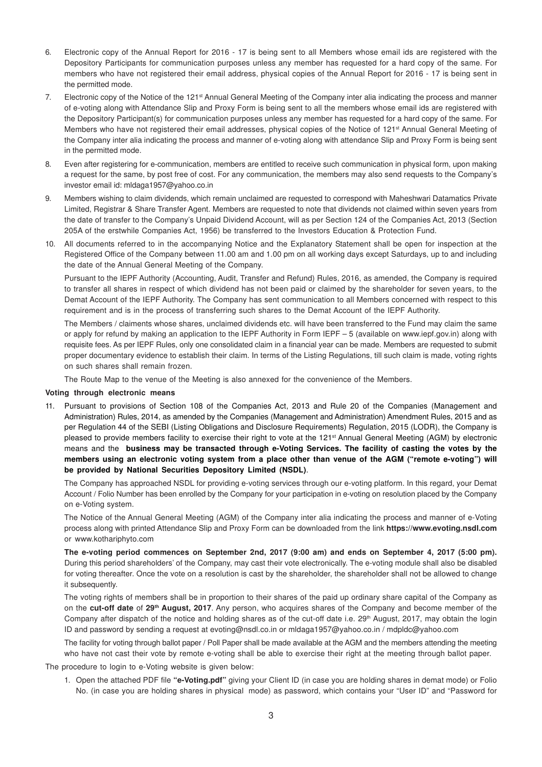6. Electronic copy of the Annual Report for 2016 - 17 is being sent to all Members whose email ids are registered with the Depository Participants for communication purposes unless any member has requested for a hard copy of the same. For members who have not registered their email address, physical copies of the Annual Report for 2016 - 17 is being sent in the permitted mode.

7. Electronic copy of the Notice of the 121st Annual General Meeting of the Company inter alia indicating the process and manner of e-voting along with Attendance Slip and Proxy Form is being sent to all the members whose email ids are registered with the Depository Participant(s) for communication purposes unless any member has requested for a hard copy of the same. For Members who have not registered their email addresses, physical copies of the Notice of 121st Annual General Meeting of the Company inter alia indicating the process and manner of e-voting along with attendance Slip and Proxy Form is being sent in the permitted mode.

8. Even after registering for e-communication, members are entitled to receive such communication in physical form, upon making a request for the same, by post free of cost. For any communication, the members may also send requests to the Company's investor email id: mldaga1957@yahoo.co.in

9. Members wishing to claim dividends, which remain unclaimed are requested to correspond with Maheshwari Datamatics Private Limited, Registrar & Share Transfer Agent. Members are requested to note that dividends not claimed within seven years from the date of transfer to the Company's Unpaid Dividend Account, will as per Section 124 of the Companies Act, 2013 (Section 205A of the erstwhile Companies Act, 1956) be transferred to the Investors Education & Protection Fund.

10. All documents referred to in the accompanying Notice and the Explanatory Statement shall be open for inspection at the Registered Office of the Company between 11.00 am and 1.00 pm on all working days except Saturdays, up to and including the date of the Annual General Meeting of the Company.

    Pursuant to the IEPF Authority (Accounting, Audit, Transfer and Refund) Rules, 2016, as amended, the Company is required to transfer all shares in respect of which dividend has not been paid or claimed by the shareholder for seven years, to the Demat Account of the IEPF Authority. The Company has sent communication to all Members concerned with respect to this requirement and is in the process of transferring such shares to the Demat Account of the IEPF Authority.

    The Members / claiments whose shares, unclaimed dividends etc. will have been transferred to the Fund may claim the same or apply for refund by making an application to the IEPF Authority in Form IEPF – 5 (available on www.iepf.gov.in) along with requisite fees. As per IEPF Rules, only one consolidated claim in a financial year can be made. Members are requested to submit proper documentary evidence to establish their claim. In terms of the Listing Regulations, till such claim is made, voting rights on such shares shall remain frozen.

    The Route Map to the venue of the Meeting is also annexed for the convenience of the Members.

**Voting through electronic means**

11. Pursuant to provisions of Section 108 of the Companies Act, 2013 and Rule 20 of the Companies (Management and Administration) Rules, 2014, as amended by the Companies (Management and Administration) Amendment Rules, 2015 and as per Regulation 44 of the SEBI (Listing Obligations and Disclosure Requirements) Regulation, 2015 (LODR), the Company is pleased to provide members facility to exercise their right to vote at the 121st Annual General Meeting (AGM) by electronic means and the **business may be transacted through e-Voting Services. The facility of casting the votes by the members using an electronic voting system from a place other than venue of the AGM ("remote e-voting") will be provided by National Securities Depository Limited (NSDL)**.

    The Company has approached NSDL for providing e-voting services through our e-voting platform. In this regard, your Demat Account / Folio Number has been enrolled by the Company for your participation in e-voting on resolution placed by the Company on e-Voting system.

    The Notice of the Annual General Meeting (AGM) of the Company inter alia indicating the process and manner of e-Voting process along with printed Attendance Slip and Proxy Form can be downloaded from the link **https://www.evoting.nsdl.com** or www.kothariphyto.com

    **The e-voting period commences on September 2nd, 2017 (9:00 am) and ends on September 4, 2017 (5:00 pm).** During this period shareholders' of the Company, may cast their vote electronically. The e-voting module shall also be disabled for voting thereafter. Once the vote on a resolution is cast by the shareholder, the shareholder shall not be allowed to change it subsequently.

    The voting rights of members shall be in proportion to their shares of the paid up ordinary share capital of the Company as on the **cut-off date** of **29th August, 2017**. Any person, who acquires shares of the Company and become member of the Company after dispatch of the notice and holding shares as of the cut-off date i.e. 29th August, 2017, may obtain the login ID and password by sending a request at evoting@nsdl.co.in or mldaga1957@yahoo.co.in / mdpldc@yahoo.com

    The facility for voting through ballot paper / Poll Paper shall be made available at the AGM and the members attending the meeting who have not cast their vote by remote e-voting shall be able to exercise their right at the meeting through ballot paper.

The procedure to login to e-Voting website is given below:

1. Open the attached PDF file **"e-Voting.pdf"** giving your Client ID (in case you are holding shares in demat mode) or Folio No. (in case you are holding shares in physical mode) as password, which contains your "User ID" and "Password for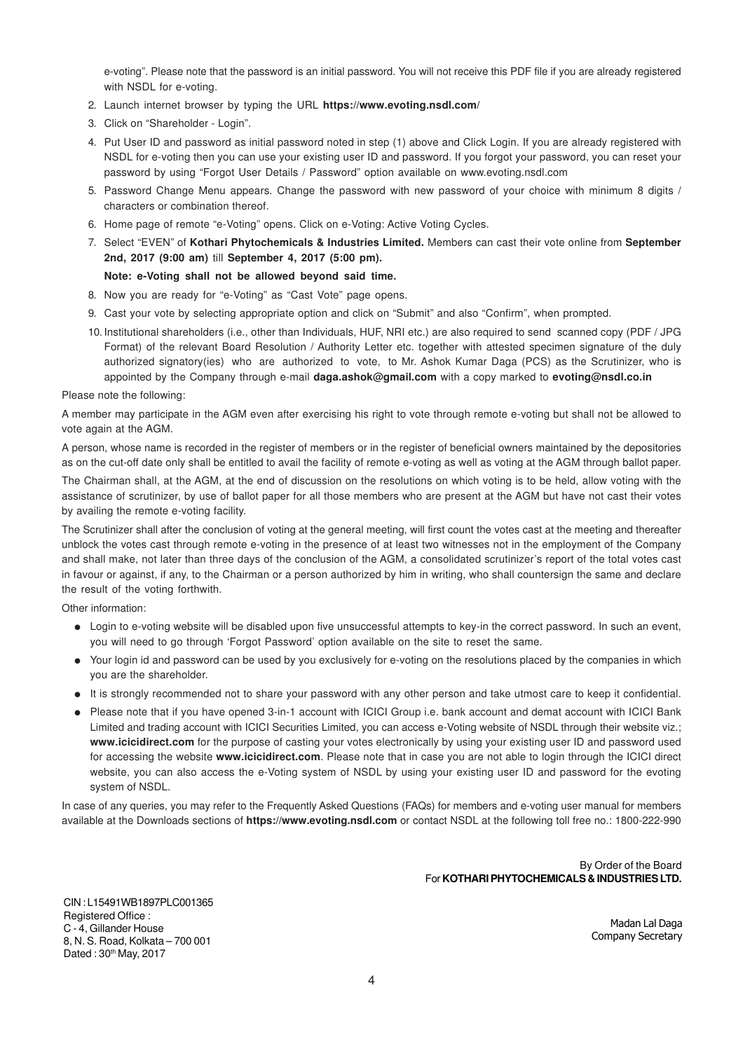e-voting". Please note that the password is an initial password. You will not receive this PDF file if you are already registered with NSDL for e-voting.

2. Launch internet browser by typing the URL **https://www.evoting.nsdl.com/**
3. Click on "Shareholder - Login".
4. Put User ID and password as initial password noted in step (1) above and Click Login. If you are already registered with NSDL for e-voting then you can use your existing user ID and password. If you forgot your password, you can reset your password by using "Forgot User Details / Password" option available on www.evoting.nsdl.com
5. Password Change Menu appears. Change the password with new password of your choice with minimum 8 digits / characters or combination thereof.
6. Home page of remote "e-Voting" opens. Click on e-Voting: Active Voting Cycles.
7. Select "EVEN" of **Kothari Phytochemicals & Industries Limited.** Members can cast their vote online from **September 2nd, 2017 (9:00 am)** till **September 4, 2017 (5:00 pm).**

   **Note: e-Voting shall not be allowed beyond said time.**
8. Now you are ready for "e-Voting" as "Cast Vote" page opens.
9. Cast your vote by selecting appropriate option and click on "Submit" and also "Confirm", when prompted.
10. Institutional shareholders (i.e., other than Individuals, HUF, NRI etc.) are also required to send scanned copy (PDF / JPG Format) of the relevant Board Resolution / Authority Letter etc. together with attested specimen signature of the duly authorized signatory(ies) who are authorized to vote, to Mr. Ashok Kumar Daga (PCS) as the Scrutinizer, who is appointed by the Company through e-mail **daga.ashok@gmail.com** with a copy marked to **evoting@nsdl.co.in**

Please note the following:

A member may participate in the AGM even after exercising his right to vote through remote e-voting but shall not be allowed to vote again at the AGM.

A person, whose name is recorded in the register of members or in the register of beneficial owners maintained by the depositories as on the cut-off date only shall be entitled to avail the facility of remote e-voting as well as voting at the AGM through ballot paper.

The Chairman shall, at the AGM, at the end of discussion on the resolutions on which voting is to be held, allow voting with the assistance of scrutinizer, by use of ballot paper for all those members who are present at the AGM but have not cast their votes by availing the remote e-voting facility.

The Scrutinizer shall after the conclusion of voting at the general meeting, will first count the votes cast at the meeting and thereafter unblock the votes cast through remote e-voting in the presence of at least two witnesses not in the employment of the Company and shall make, not later than three days of the conclusion of the AGM, a consolidated scrutinizer's report of the total votes cast in favour or against, if any, to the Chairman or a person authorized by him in writing, who shall countersign the same and declare the result of the voting forthwith.

Other information:

- Login to e-voting website will be disabled upon five unsuccessful attempts to key-in the correct password. In such an event, you will need to go through 'Forgot Password' option available on the site to reset the same.
- Your login id and password can be used by you exclusively for e-voting on the resolutions placed by the companies in which you are the shareholder.
- It is strongly recommended not to share your password with any other person and take utmost care to keep it confidential.
- Please note that if you have opened 3-in-1 account with ICICI Group i.e. bank account and demat account with ICICI Bank Limited and trading account with ICICI Securities Limited, you can access e-Voting website of NSDL through their website viz.; **www.icicidirect.com** for the purpose of casting your votes electronically by using your existing user ID and password used for accessing the website **www.icicidirect.com**. Please note that in case you are not able to login through the ICICI direct website, you can also access the e-Voting system of NSDL by using your existing user ID and password for the evoting system of NSDL.

In case of any queries, you may refer to the Frequently Asked Questions (FAQs) for members and e-voting user manual for members available at the Downloads sections of **https://www.evoting.nsdl.com** or contact NSDL at the following toll free no.: 1800-222-990

By Order of the Board
For **KOTHARI PHYTOCHEMICALS & INDUSTRIES LTD.**

Madan Lal Daga
Company Secretary

CIN : L15491WB1897PLC001365
Registered Office :
C - 4, Gillander House
8, N. S. Road, Kolkata – 700 001
Dated : 30th May, 2017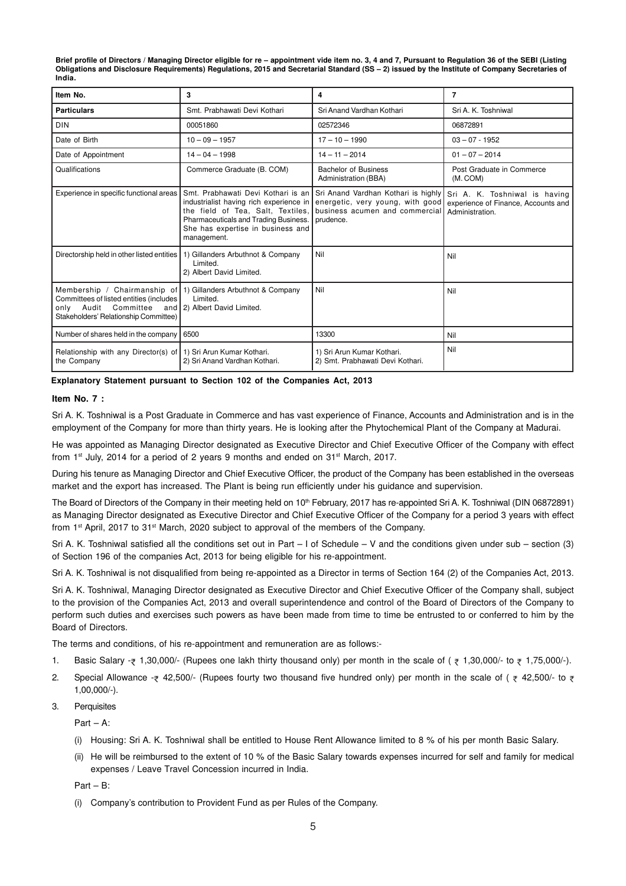**Brief profile of Directors / Managing Director eligible for re – appointment vide item no. 3, 4 and 7, Pursuant to Regulation 36 of the SEBI (Listing Obligations and Disclosure Requirements) Regulations, 2015 and Secretarial Standard (SS – 2) issued by the Institute of Company Secretaries of India.**

| **Item No.** | **3** | **4** | **7** |
|---|---|---|---|
| **Particulars** | Smt. Prabhawati Devi Kothari | Sri Anand Vardhan Kothari | Sri A. K. Toshniwal |
| DIN | 00051860 | 02572346 | 06872891 |
| Date of Birth | 10 – 09 – 1957 | 17 – 10 – 1990 | 03 – 07 - 1952 |
| Date of Appointment | 14 – 04 – 1998 | 14 – 11 – 2014 | 01 – 07 – 2014 |
| Qualifications | Commerce Graduate (B. COM) | Bachelor of Business Administration (BBA) | Post Graduate in Commerce (M. COM) |
| Experience in specific functional areas | Smt. Prabhawati Devi Kothari is an industrialist having rich experience in the field of Tea, Salt, Textiles, Pharmaceuticals and Trading Business. She has expertise in business and management. | Sri Anand Vardhan Kothari is highly energetic, very young, with good business acumen and commercial prudence. | Sri A. K. Toshniwal is having experience of Finance, Accounts and Administration. |
| Directorship held in other listed entities | 1) Gillanders Arbuthnot & Company Limited. 2) Albert David Limited. | Nil | Nil |
| Membership / Chairmanship of Committees of listed entities (includes only Audit Committee and Stakeholders' Relationship Committee) | 1) Gillanders Arbuthnot & Company Limited. 2) Albert David Limited. | Nil | Nil |
| Number of shares held in the company | 6500 | 13300 | Nil |
| Relationship with any Director(s) of the Company | 1) Sri Arun Kumar Kothari. 2) Sri Anand Vardhan Kothari. | 1) Sri Arun Kumar Kothari. 2) Smt. Prabhawati Devi Kothari. | Nil |

**Explanatory Statement pursuant to Section 102 of the Companies Act, 2013**

**Item No. 7 :**

Sri A. K. Toshniwal is a Post Graduate in Commerce and has vast experience of Finance, Accounts and Administration and is in the employment of the Company for more than thirty years. He is looking after the Phytochemical Plant of the Company at Madurai.

He was appointed as Managing Director designated as Executive Director and Chief Executive Officer of the Company with effect from 1st July, 2014 for a period of 2 years 9 months and ended on 31st March, 2017.

During his tenure as Managing Director and Chief Executive Officer, the product of the Company has been established in the overseas market and the export has increased. The Plant is being run efficiently under his guidance and supervision.

The Board of Directors of the Company in their meeting held on 10th February, 2017 has re-appointed Sri A. K. Toshniwal (DIN 06872891) as Managing Director designated as Executive Director and Chief Executive Officer of the Company for a period 3 years with effect from 1st April, 2017 to 31st March, 2020 subject to approval of the members of the Company.

Sri A. K. Toshniwal satisfied all the conditions set out in Part – I of Schedule – V and the conditions given under sub – section (3) of Section 196 of the companies Act, 2013 for being eligible for his re-appointment.

Sri A. K. Toshniwal is not disqualified from being re-appointed as a Director in terms of Section 164 (2) of the Companies Act, 2013.

Sri A. K. Toshniwal, Managing Director designated as Executive Director and Chief Executive Officer of the Company shall, subject to the provision of the Companies Act, 2013 and overall superintendence and control of the Board of Directors of the Company to perform such duties and exercises such powers as have been made from time to time be entrusted to or conferred to him by the Board of Directors.

The terms and conditions, of his re-appointment and remuneration are as follows:-

1. Basic Salary -₹ 1,30,000/- (Rupees one lakh thirty thousand only) per month in the scale of ( ₹ 1,30,000/- to ₹ 1,75,000/-).
2. Special Allowance -₹ 42,500/- (Rupees fourty two thousand five hundred only) per month in the scale of ( ₹ 42,500/- to ₹ 1,00,000/-).
3. Perquisites

   Part – A:

   (i) Housing: Sri A. K. Toshniwal shall be entitled to House Rent Allowance limited to 8 % of his per month Basic Salary.

   (ii) He will be reimbursed to the extent of 10 % of the Basic Salary towards expenses incurred for self and family for medical expenses / Leave Travel Concession incurred in India.

   Part – B:

   (i) Company's contribution to Provident Fund as per Rules of the Company.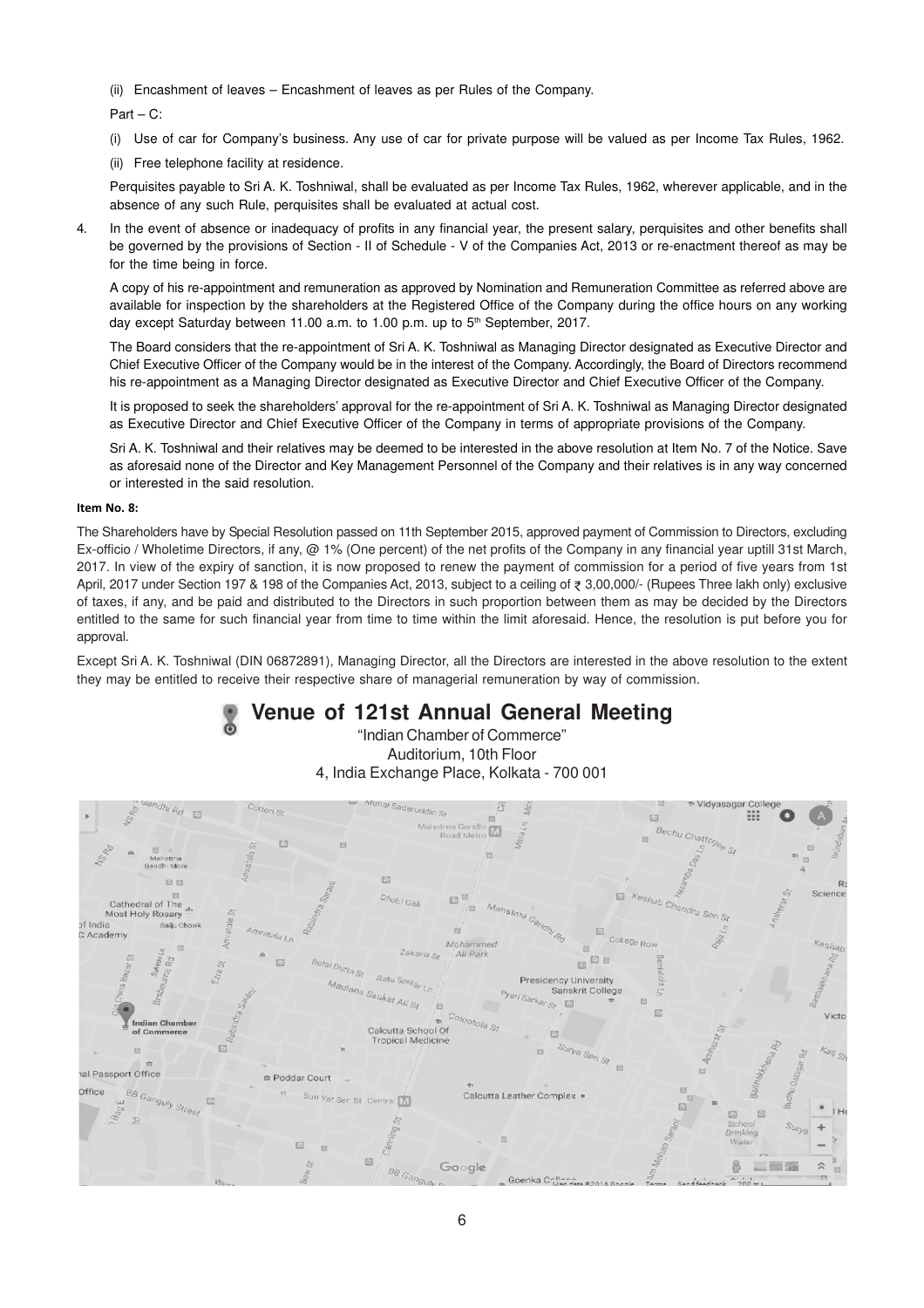(ii) Encashment of leaves – Encashment of leaves as per Rules of the Company.

Part – C:

(i) Use of car for Company's business. Any use of car for private purpose will be valued as per Income Tax Rules, 1962.

(ii) Free telephone facility at residence.

Perquisites payable to Sri A. K. Toshniwal, shall be evaluated as per Income Tax Rules, 1962, wherever applicable, and in the absence of any such Rule, perquisites shall be evaluated at actual cost.

4. In the event of absence or inadequacy of profits in any financial year, the present salary, perquisites and other benefits shall be governed by the provisions of Section - II of Schedule - V of the Companies Act, 2013 or re-enactment thereof as may be for the time being in force.

A copy of his re-appointment and remuneration as approved by Nomination and Remuneration Committee as referred above are available for inspection by the shareholders at the Registered Office of the Company during the office hours on any working day except Saturday between 11.00 a.m. to 1.00 p.m. up to 5th September, 2017.

The Board considers that the re-appointment of Sri A. K. Toshniwal as Managing Director designated as Executive Director and Chief Executive Officer of the Company would be in the interest of the Company. Accordingly, the Board of Directors recommend his re-appointment as a Managing Director designated as Executive Director and Chief Executive Officer of the Company.

It is proposed to seek the shareholders' approval for the re-appointment of Sri A. K. Toshniwal as Managing Director designated as Executive Director and Chief Executive Officer of the Company in terms of appropriate provisions of the Company.

Sri A. K. Toshniwal and their relatives may be deemed to be interested in the above resolution at Item No. 7 of the Notice. Save as aforesaid none of the Director and Key Management Personnel of the Company and their relatives is in any way concerned or interested in the said resolution.

**Item No. 8:**

The Shareholders have by Special Resolution passed on 11th September 2015, approved payment of Commission to Directors, excluding Ex-officio / Wholetime Directors, if any, @ 1% (One percent) of the net profits of the Company in any financial year uptill 31st March, 2017. In view of the expiry of sanction, it is now proposed to renew the payment of commission for a period of five years from 1st April, 2017 under Section 197 & 198 of the Companies Act, 2013, subject to a ceiling of ₹ 3,00,000/- (Rupees Three lakh only) exclusive of taxes, if any, and be paid and distributed to the Directors in such proportion between them as may be decided by the Directors entitled to the same for such financial year from time to time within the limit aforesaid. Hence, the resolution is put before you for approval.

Except Sri A. K. Toshniwal (DIN 06872891), Managing Director, all the Directors are interested in the above resolution to the extent they may be entitled to receive their respective share of managerial remuneration by way of commission.

## Venue of 121st Annual General Meeting

"Indian Chamber of Commerce"
Auditorium, 10th Floor
4, India Exchange Place, Kolkata - 700 001